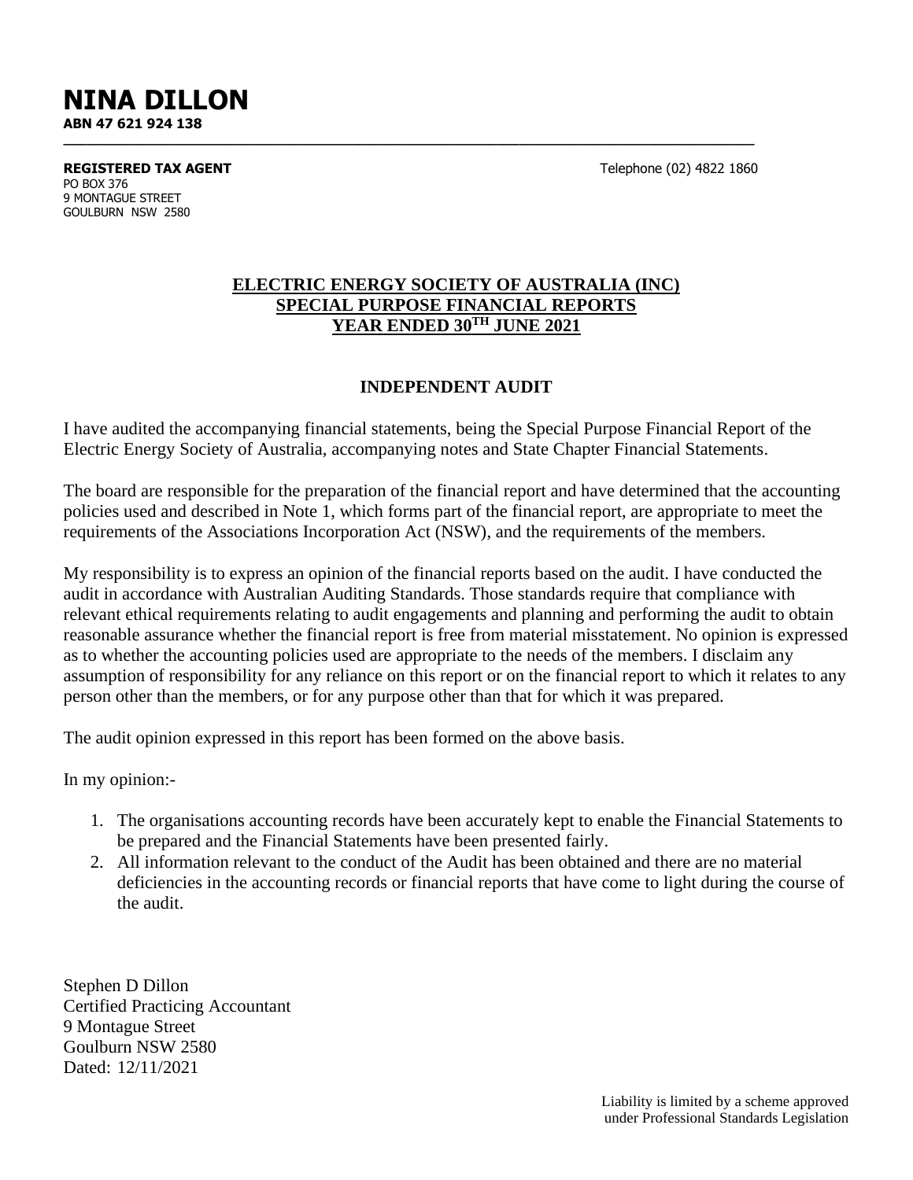# NINA DILLON

**ABN 47 621 924 138**

---

**REGISTERED TAX AGENT**
PO BOX 376
9 MONTAGUE STREET
GOULBURN NSW 2580

Telephone (02) 4822 1860

## ELECTRIC ENERGY SOCIETY OF AUSTRALIA (INC)
## SPECIAL PURPOSE FINANCIAL REPORTS
## YEAR ENDED 30TH JUNE 2021

### INDEPENDENT AUDIT

I have audited the accompanying financial statements, being the Special Purpose Financial Report of the Electric Energy Society of Australia, accompanying notes and State Chapter Financial Statements.

The board are responsible for the preparation of the financial report and have determined that the accounting policies used and described in Note 1, which forms part of the financial report, are appropriate to meet the requirements of the Associations Incorporation Act (NSW), and the requirements of the members.

My responsibility is to express an opinion of the financial reports based on the audit. I have conducted the audit in accordance with Australian Auditing Standards. Those standards require that compliance with relevant ethical requirements relating to audit engagements and planning and performing the audit to obtain reasonable assurance whether the financial report is free from material misstatement. No opinion is expressed as to whether the accounting policies used are appropriate to the needs of the members. I disclaim any assumption of responsibility for any reliance on this report or on the financial report to which it relates to any person other than the members, or for any purpose other than that for which it was prepared.

The audit opinion expressed in this report has been formed on the above basis.

In my opinion:-

1. The organisations accounting records have been accurately kept to enable the Financial Statements to be prepared and the Financial Statements have been presented fairly.
2. All information relevant to the conduct of the Audit has been obtained and there are no material deficiencies in the accounting records or financial reports that have come to light during the course of the audit.

Stephen D Dillon
Certified Practicing Accountant
9 Montague Street
Goulburn NSW 2580
Dated: 12/11/2021

Liability is limited by a scheme approved under Professional Standards Legislation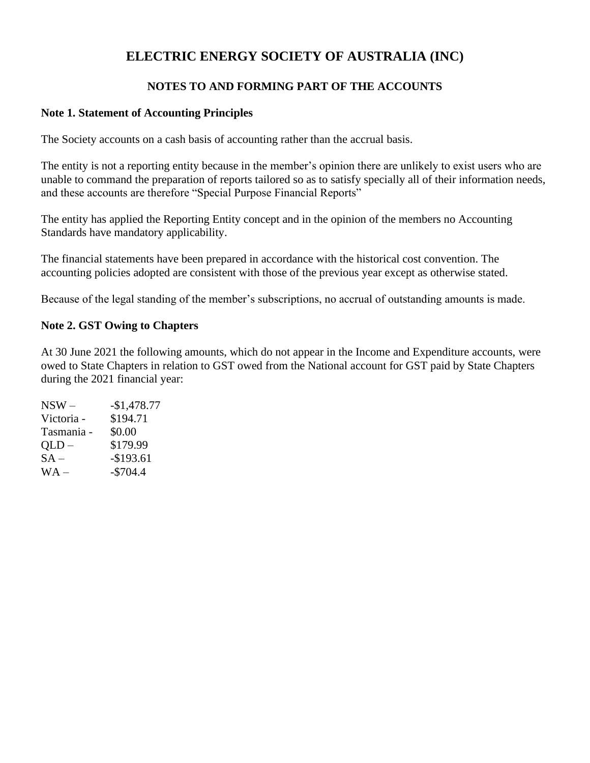# ELECTRIC ENERGY SOCIETY OF AUSTRALIA (INC)

## NOTES TO AND FORMING PART OF THE ACCOUNTS

### Note 1. Statement of Accounting Principles

The Society accounts on a cash basis of accounting rather than the accrual basis.

The entity is not a reporting entity because in the member's opinion there are unlikely to exist users who are unable to command the preparation of reports tailored so as to satisfy specially all of their information needs, and these accounts are therefore "Special Purpose Financial Reports"

The entity has applied the Reporting Entity concept and in the opinion of the members no Accounting Standards have mandatory applicability.

The financial statements have been prepared in accordance with the historical cost convention. The accounting policies adopted are consistent with those of the previous year except as otherwise stated.

Because of the legal standing of the member's subscriptions, no accrual of outstanding amounts is made.

### Note 2. GST Owing to Chapters

At 30 June 2021 the following amounts, which do not appear in the Income and Expenditure accounts, were owed to State Chapters in relation to GST owed from the National account for GST paid by State Chapters during the 2021 financial year:

NSW – -$1,478.77
Victoria - $194.71
Tasmania - $0.00
QLD – $179.99
SA – -$193.61
WA – -$704.4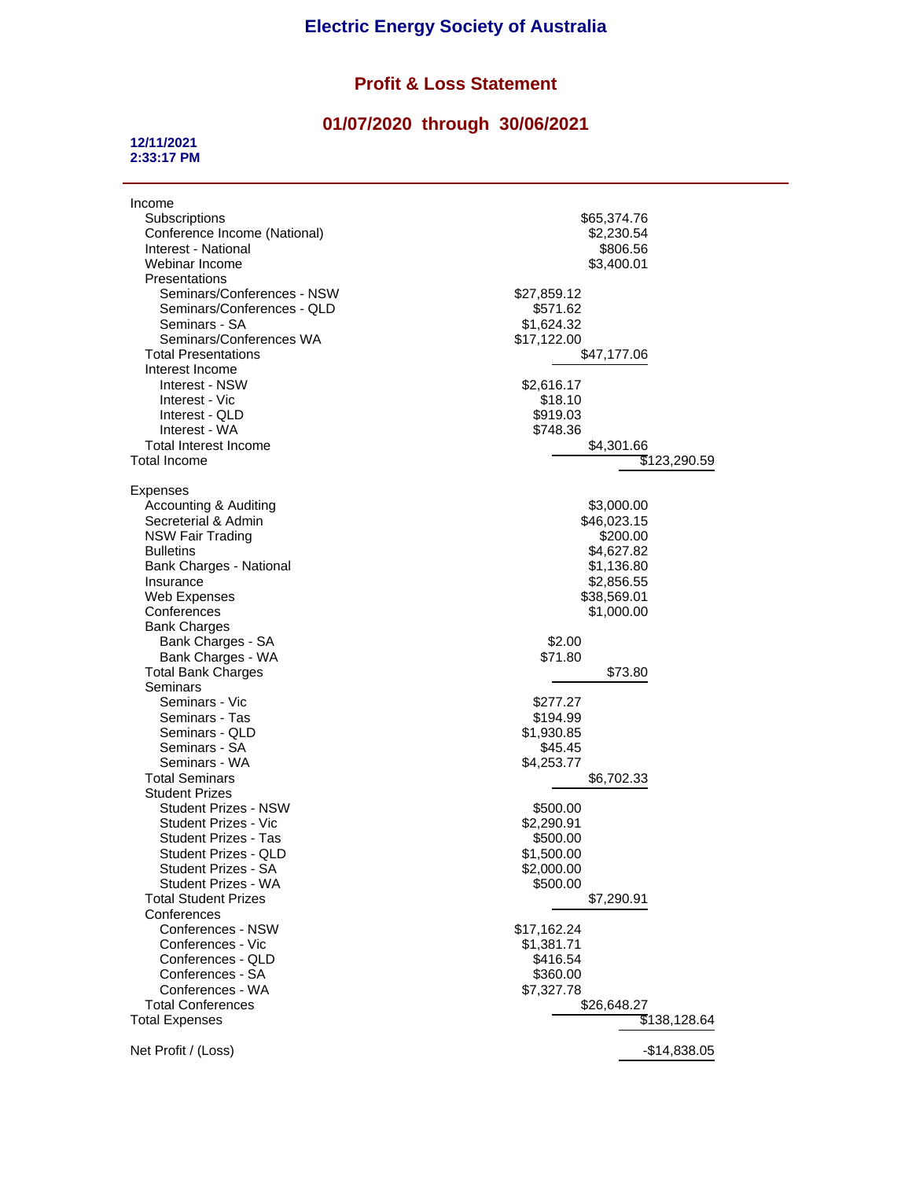# Electric Energy Society of Australia

## Profit & Loss Statement

## 01/07/2020 through 30/06/2021

**12/11/2021**
**2:33:17 PM**

| | | | |
|---|---|---|---|
| Income | | | |
| Subscriptions | | $65,374.76 | |
| Conference Income (National) | | $2,230.54 | |
| Interest - National | | $806.56 | |
| Webinar Income | | $3,400.01 | |
| Presentations | | | |
| Seminars/Conferences - NSW | $27,859.12 | | |
| Seminars/Conferences - QLD | $571.62 | | |
| Seminars - SA | $1,624.32 | | |
| Seminars/Conferences WA | $17,122.00 | | |
| Total Presentations | | $47,177.06 | |
| Interest Income | | | |
| Interest - NSW | $2,616.17 | | |
| Interest - Vic | $18.10 | | |
| Interest - QLD | $919.03 | | |
| Interest - WA | $748.36 | | |
| Total Interest Income | | $4,301.66 | |
| Total Income | | | $123,290.59 |
| | | | |
| Expenses | | | |
| Accounting & Auditing | | $3,000.00 | |
| Secreterial & Admin | | $46,023.15 | |
| NSW Fair Trading | | $200.00 | |
| Bulletins | | $4,627.82 | |
| Bank Charges - National | | $1,136.80 | |
| Insurance | | $2,856.55 | |
| Web Expenses | | $38,569.01 | |
| Conferences | | $1,000.00 | |
| Bank Charges | | | |
| Bank Charges - SA | $2.00 | | |
| Bank Charges - WA | $71.80 | | |
| Total Bank Charges | | $73.80 | |
| Seminars | | | |
| Seminars - Vic | $277.27 | | |
| Seminars - Tas | $194.99 | | |
| Seminars - QLD | $1,930.85 | | |
| Seminars - SA | $45.45 | | |
| Seminars - WA | $4,253.77 | | |
| Total Seminars | | $6,702.33 | |
| Student Prizes | | | |
| Student Prizes - NSW | $500.00 | | |
| Student Prizes - Vic | $2,290.91 | | |
| Student Prizes - Tas | $500.00 | | |
| Student Prizes - QLD | $1,500.00 | | |
| Student Prizes - SA | $2,000.00 | | |
| Student Prizes - WA | $500.00 | | |
| Total Student Prizes | | $7,290.91 | |
| Conferences | | | |
| Conferences - NSW | $17,162.24 | | |
| Conferences - Vic | $1,381.71 | | |
| Conferences - QLD | $416.54 | | |
| Conferences - SA | $360.00 | | |
| Conferences - WA | $7,327.78 | | |
| Total Conferences | | $26,648.27 | |
| Total Expenses | | | $138,128.64 |
| | | | |
| Net Profit / (Loss) | | | -$14,838.05 |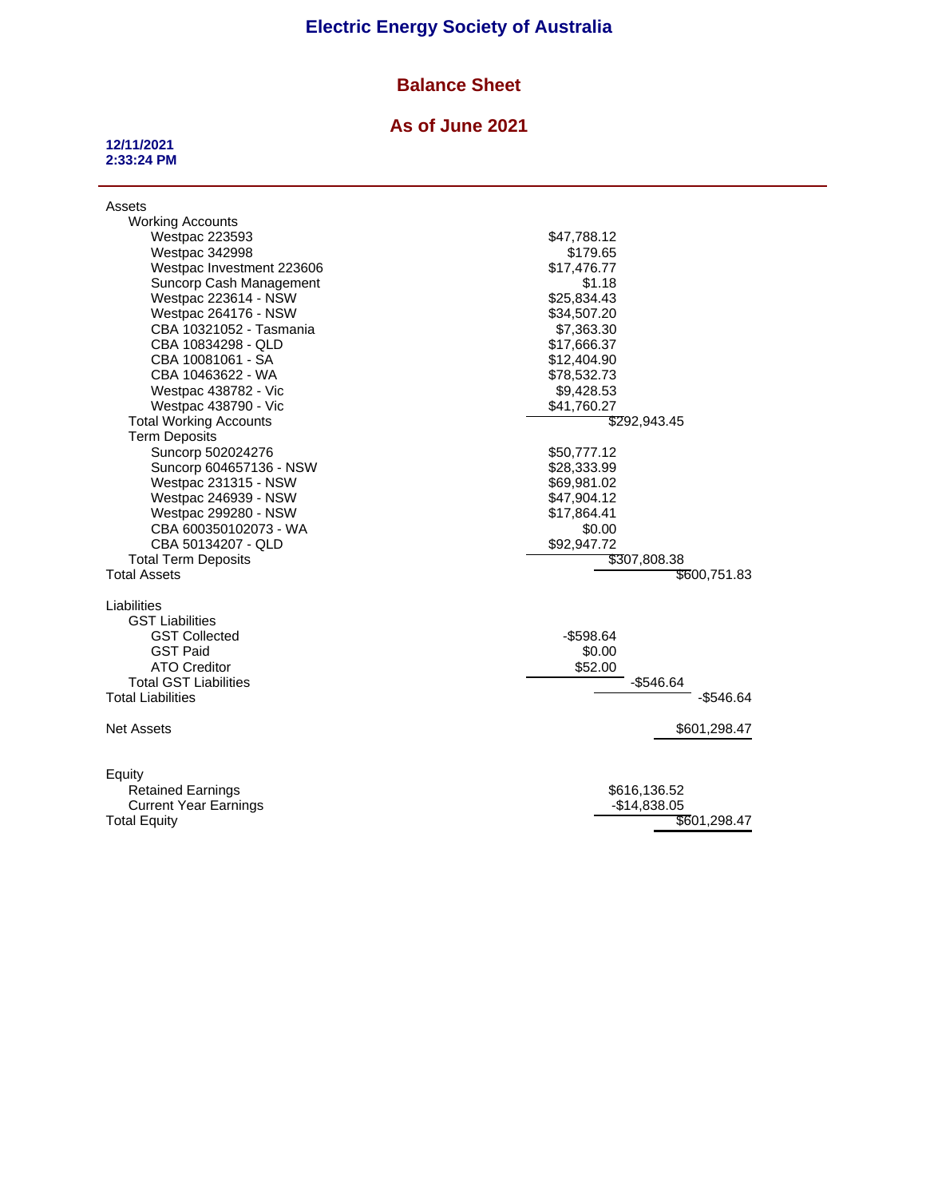# Electric Energy Society of Australia

## Balance Sheet

## As of June 2021

**12/11/2021**
**2:33:24 PM**

| | | | |
|---|---|---|---|
| Assets | | | |
| Working Accounts | | | |
| Westpac 223593 | $47,788.12 | | |
| Westpac 342998 | $179.65 | | |
| Westpac Investment 223606 | $17,476.77 | | |
| Suncorp Cash Management | $1.18 | | |
| Westpac 223614 - NSW | $25,834.43 | | |
| Westpac 264176 - NSW | $34,507.20 | | |
| CBA 10321052 - Tasmania | $7,363.30 | | |
| CBA 10834298 - QLD | $17,666.37 | | |
| CBA 10081061 - SA | $12,404.90 | | |
| CBA 10463622 - WA | $78,532.73 | | |
| Westpac 438782 - Vic | $9,428.53 | | |
| Westpac 438790 - Vic | $41,760.27 | | |
| Total Working Accounts | | $292,943.45 | |
| Term Deposits | | | |
| Suncorp 502024276 | $50,777.12 | | |
| Suncorp 604657136 - NSW | $28,333.99 | | |
| Westpac 231315 - NSW | $69,981.02 | | |
| Westpac 246939 - NSW | $47,904.12 | | |
| Westpac 299280 - NSW | $17,864.41 | | |
| CBA 600350102073 - WA | $0.00 | | |
| CBA 50134207 - QLD | $92,947.72 | | |
| Total Term Deposits | | $307,808.38 | |
| Total Assets | | | $600,751.83 |
| | | | |
| Liabilities | | | |
| GST Liabilities | | | |
| GST Collected | -$598.64 | | |
| GST Paid | $0.00 | | |
| ATO Creditor | $52.00 | | |
| Total GST Liabilities | | -$546.64 | |
| Total Liabilities | | | -$546.64 |
| | | | |
| Net Assets | | | $601,298.47 |
| | | | |
| Equity | | | |
| Retained Earnings | | $616,136.52 | |
| Current Year Earnings | | -$14,838.05 | |
| Total Equity | | | $601,298.47 |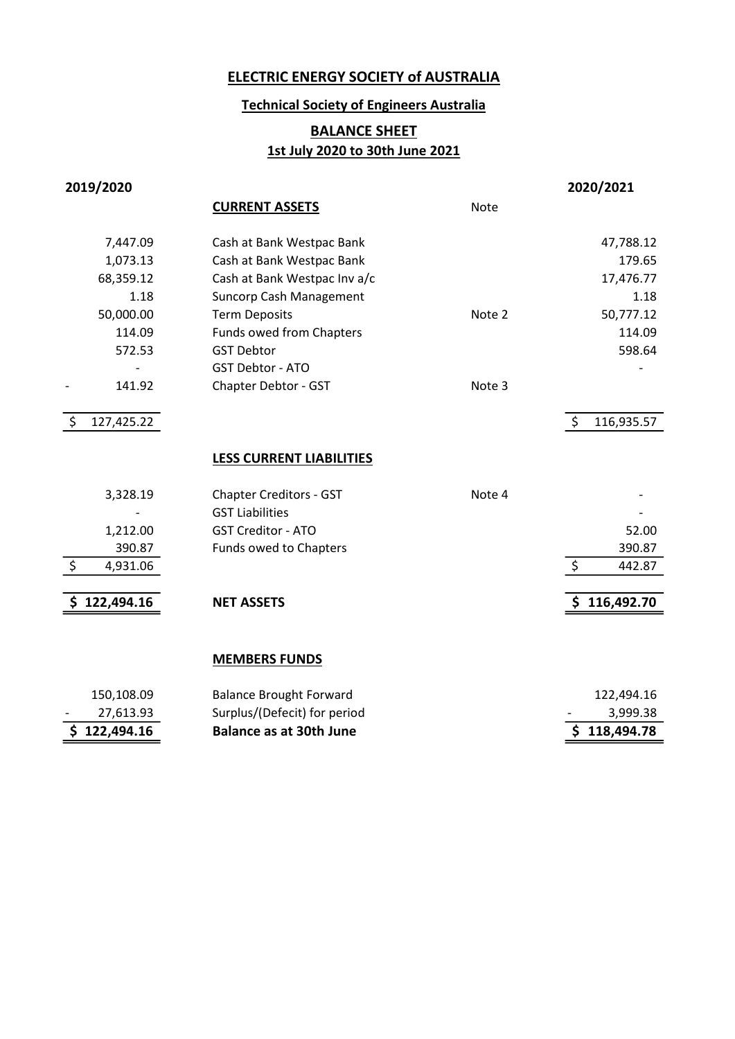# ELECTRIC ENERGY SOCIETY of AUSTRALIA

## Technical Society of Engineers Australia

## BALANCE SHEET

### 1st July 2020 to 30th June 2021

| 2019/2020 | | Note | 2020/2021 |
|---|---|---|---|
| | **CURRENT ASSETS** | | |
| 7,447.09 | Cash at Bank Westpac Bank | | 47,788.12 |
| 1,073.13 | Cash at Bank Westpac Bank | | 179.65 |
| 68,359.12 | Cash at Bank Westpac Inv a/c | | 17,476.77 |
| 1.18 | Suncorp Cash Management | | 1.18 |
| 50,000.00 | Term Deposits | Note 2 | 50,777.12 |
| 114.09 | Funds owed from Chapters | | 114.09 |
| 572.53 | GST Debtor | | 598.64 |
| - | GST Debtor - ATO | | - |
| - 141.92 | Chapter Debtor - GST | Note 3 | |
| $ 127,425.22 | | | $ 116,935.57 |
| | **LESS CURRENT LIABILITIES** | | |
| 3,328.19 | Chapter Creditors - GST | Note 4 | - |
| - | GST Liabilities | | - |
| 1,212.00 | GST Creditor - ATO | | 52.00 |
| 390.87 | Funds owed to Chapters | | 390.87 |
| $ 4,931.06 | | | $ 442.87 |
| **$ 122,494.16** | **NET ASSETS** | | **$ 116,492.70** |
| | **MEMBERS FUNDS** | | |
| 150,108.09 | Balance Brought Forward | | 122,494.16 |
| - 27,613.93 | Surplus/(Defecit) for period | | - 3,999.38 |
| **$ 122,494.16** | **Balance as at 30th June** | | **$ 118,494.78** |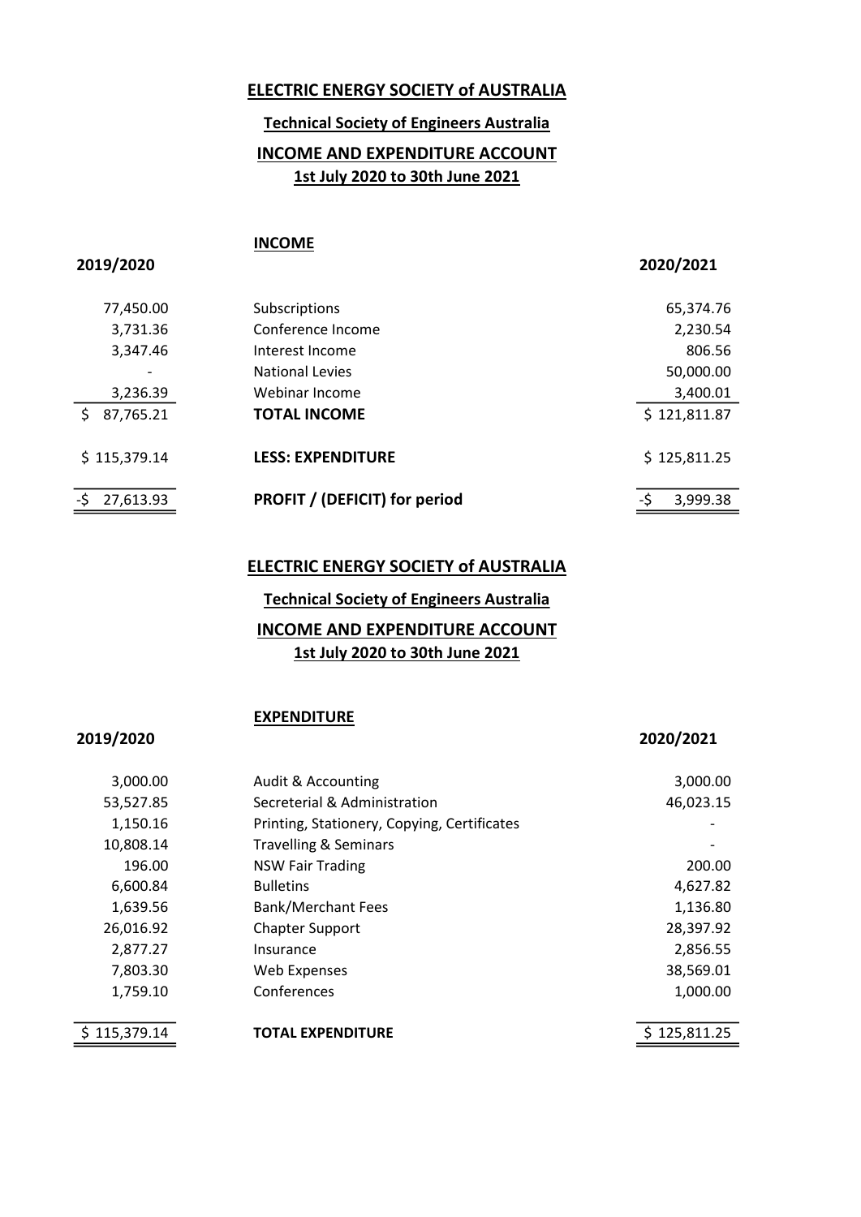## ELECTRIC ENERGY SOCIETY of AUSTRALIA

### Technical Society of Engineers Australia

### INCOME AND EXPENDITURE ACCOUNT

**1st July 2020 to 30th June 2021**

**INCOME**

| 2019/2020 | | 2020/2021 |
|---:|---|---:|
| 77,450.00 | Subscriptions | 65,374.76 |
| 3,731.36 | Conference Income | 2,230.54 |
| 3,347.46 | Interest Income | 806.56 |
| - | National Levies | 50,000.00 |
| 3,236.39 | Webinar Income | 3,400.01 |
| $ 87,765.21 | **TOTAL INCOME** | $ 121,811.87 |
| $ 115,379.14 | **LESS: EXPENDITURE** | $ 125,811.25 |
| -$ 27,613.93 | **PROFIT / (DEFICIT) for period** | -$ 3,999.38 |

## ELECTRIC ENERGY SOCIETY of AUSTRALIA

### Technical Society of Engineers Australia

### INCOME AND EXPENDITURE ACCOUNT

**1st July 2020 to 30th June 2021**

**EXPENDITURE**

| 2019/2020 | | 2020/2021 |
|---:|---|---:|
| 3,000.00 | Audit & Accounting | 3,000.00 |
| 53,527.85 | Secreterial & Administration | 46,023.15 |
| 1,150.16 | Printing, Stationery, Copying, Certificates | - |
| 10,808.14 | Travelling & Seminars | - |
| 196.00 | NSW Fair Trading | 200.00 |
| 6,600.84 | Bulletins | 4,627.82 |
| 1,639.56 | Bank/Merchant Fees | 1,136.80 |
| 26,016.92 | Chapter Support | 28,397.92 |
| 2,877.27 | Insurance | 2,856.55 |
| 7,803.30 | Web Expenses | 38,569.01 |
| 1,759.10 | Conferences | 1,000.00 |
| $ 115,379.14 | **TOTAL EXPENDITURE** | $ 125,811.25 |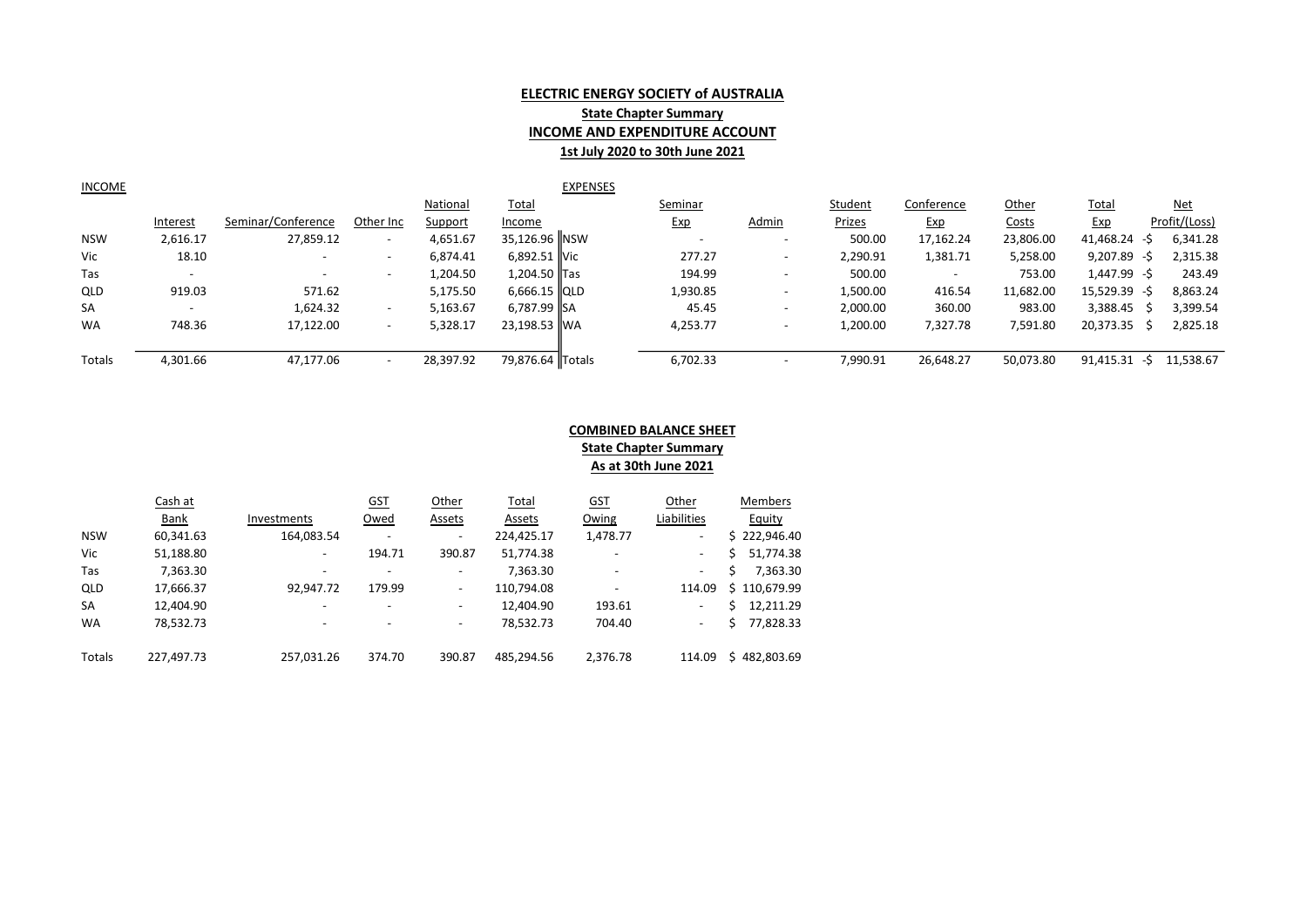## ELECTRIC ENERGY SOCIETY of AUSTRALIA

### State Chapter Summary

### INCOME AND EXPENDITURE ACCOUNT

### 1st July 2020 to 30th June 2021

| INCOME | | | | | | EXPENSES | | | | | | | |
|---|---|---|---|---|---|---|---|---|---|---|---|---|---|
| | Interest | Seminar/Conference | Other Inc | National Support | Total Income | | Seminar Exp | Admin | Student Prizes | Conference Exp | Other Costs | Total Exp | Net Profit/(Loss) |
| NSW | 2,616.17 | 27,859.12 | - | 4,651.67 | 35,126.96 | NSW | - | - | 500.00 | 17,162.24 | 23,806.00 | 41,468.24 | -$ 6,341.28 |
| Vic | 18.10 | - | - | 6,874.41 | 6,892.51 | Vic | 277.27 | - | 2,290.91 | 1,381.71 | 5,258.00 | 9,207.89 | -$ 2,315.38 |
| Tas | - | - | - | 1,204.50 | 1,204.50 | Tas | 194.99 | - | 500.00 | - | 753.00 | 1,447.99 | -$ 243.49 |
| QLD | 919.03 | 571.62 | - | 5,175.50 | 6,666.15 | QLD | 1,930.85 | - | 1,500.00 | 416.54 | 11,682.00 | 15,529.39 | -$ 8,863.24 |
| SA | - | 1,624.32 | - | 5,163.67 | 6,787.99 | SA | 45.45 | - | 2,000.00 | 360.00 | 983.00 | 3,388.45 | $ 3,399.54 |
| WA | 748.36 | 17,122.00 | - | 5,328.17 | 23,198.53 | WA | 4,253.77 | - | 1,200.00 | 7,327.78 | 7,591.80 | 20,373.35 | $ 2,825.18 |
| Totals | 4,301.66 | 47,177.06 | - | 28,397.92 | 79,876.64 | Totals | 6,702.33 | - | 7,990.91 | 26,648.27 | 50,073.80 | 91,415.31 | -$ 11,538.67 |

## COMBINED BALANCE SHEET

### State Chapter Summary

### As at 30th June 2021

| | Cash at Bank | Investments | GST Owed | Other Assets | Total Assets | GST Owing | Other Liabilities | Members Equity |
|---|---|---|---|---|---|---|---|---|
| NSW | 60,341.63 | 164,083.54 | - | - | 224,425.17 | 1,478.77 | - | $ 222,946.40 |
| Vic | 51,188.80 | - | 194.71 | 390.87 | 51,774.38 | - | - | $ 51,774.38 |
| Tas | 7,363.30 | - | - | - | 7,363.30 | - | - | $ 7,363.30 |
| QLD | 17,666.37 | 92,947.72 | 179.99 | - | 110,794.08 | - | 114.09 | $ 110,679.99 |
| SA | 12,404.90 | - | - | - | 12,404.90 | 193.61 | - | $ 12,211.29 |
| WA | 78,532.73 | - | - | - | 78,532.73 | 704.40 | - | $ 77,828.33 |
| Totals | 227,497.73 | 257,031.26 | 374.70 | 390.87 | 485,294.56 | 2,376.78 | 114.09 | $ 482,803.69 |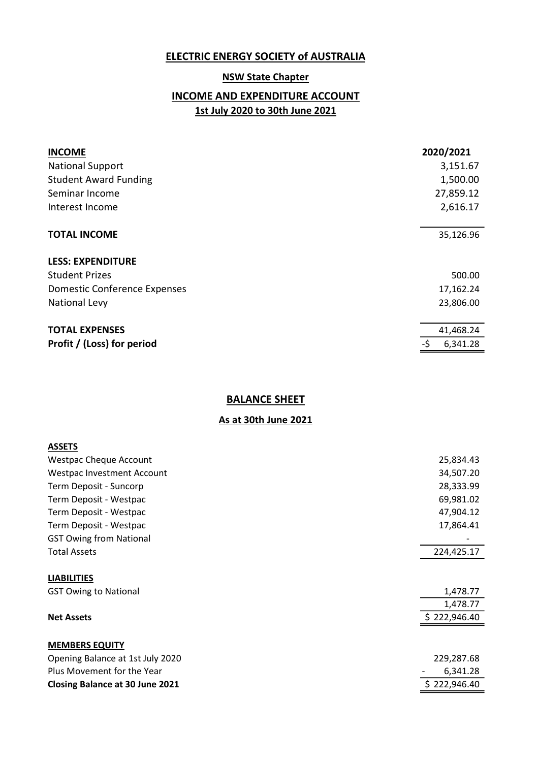# ELECTRIC ENERGY SOCIETY of AUSTRALIA

## NSW State Chapter

## INCOME AND EXPENDITURE ACCOUNT

### 1st July 2020 to 30th June 2021

| **INCOME** | **2020/2021** |
|---|---|
| National Support | 3,151.67 |
| Student Award Funding | 1,500.00 |
| Seminar Income | 27,859.12 |
| Interest Income | 2,616.17 |
| **TOTAL INCOME** | 35,126.96 |
| **LESS: EXPENDITURE** | |
| Student Prizes | 500.00 |
| Domestic Conference Expenses | 17,162.24 |
| National Levy | 23,806.00 |
| **TOTAL EXPENSES** | 41,468.24 |
| **Profit / (Loss) for period** | -$ 6,341.28 |

## BALANCE SHEET

### As at 30th June 2021

| **ASSETS** | |
|---|---|
| Westpac Cheque Account | 25,834.43 |
| Westpac Investment Account | 34,507.20 |
| Term Deposit - Suncorp | 28,333.99 |
| Term Deposit - Westpac | 69,981.02 |
| Term Deposit - Westpac | 47,904.12 |
| Term Deposit - Westpac | 17,864.41 |
| GST Owing from National | - |
| Total Assets | 224,425.17 |
| **LIABILITIES** | |
| GST Owing to National | 1,478.77 |
| | 1,478.77 |
| **Net Assets** | $ 222,946.40 |
| **MEMBERS EQUITY** | |
| Opening Balance at 1st July 2020 | 229,287.68 |
| Plus Movement for the Year | - 6,341.28 |
| **Closing Balance at 30 June 2021** | $ 222,946.40 |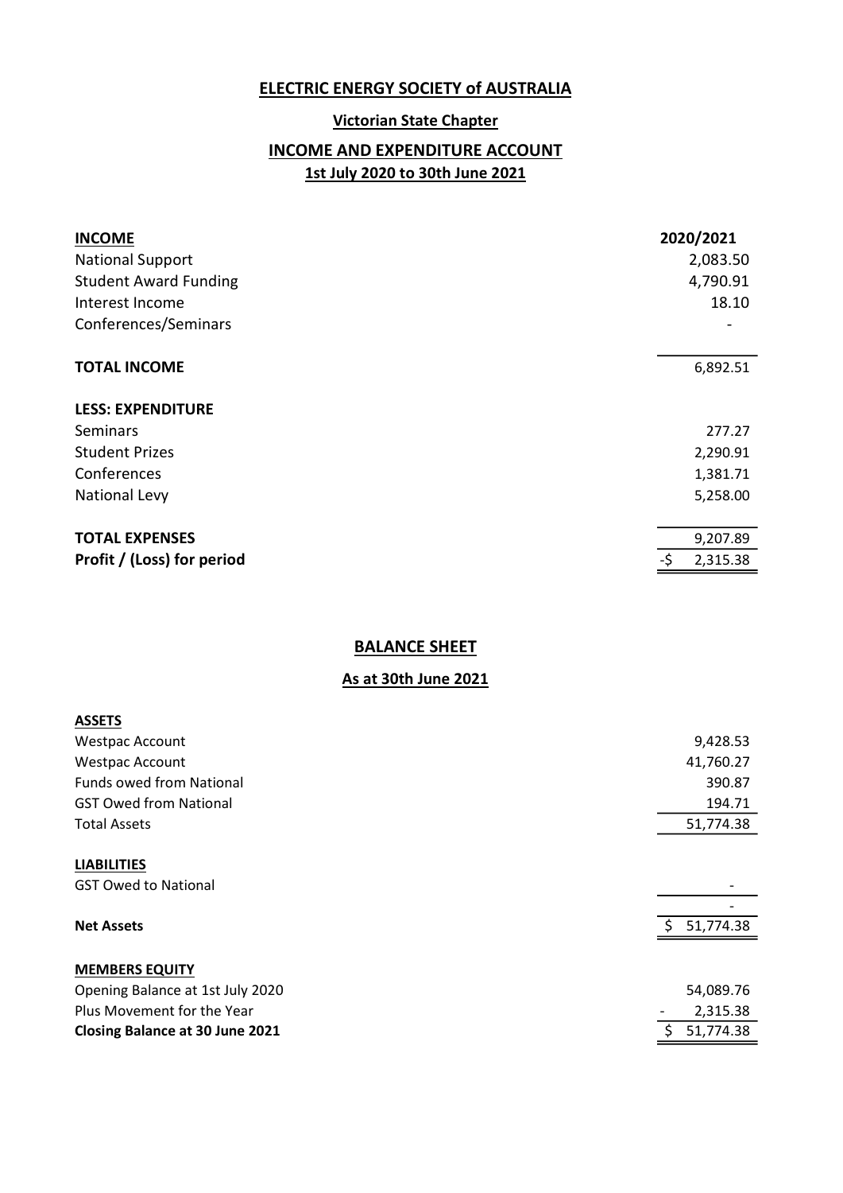# ELECTRIC ENERGY SOCIETY of AUSTRALIA

## Victorian State Chapter

## INCOME AND EXPENDITURE ACCOUNT

### 1st July 2020 to 30th June 2021

| **INCOME** | **2020/2021** |
|---|---|
| National Support | 2,083.50 |
| Student Award Funding | 4,790.91 |
| Interest Income | 18.10 |
| Conferences/Seminars | - |
| **TOTAL INCOME** | 6,892.51 |
| **LESS: EXPENDITURE** | |
| Seminars | 277.27 |
| Student Prizes | 2,290.91 |
| Conferences | 1,381.71 |
| National Levy | 5,258.00 |
| **TOTAL EXPENSES** | 9,207.89 |
| **Profit / (Loss) for period** | -$ 2,315.38 |

## BALANCE SHEET

### As at 30th June 2021

| | |
|---|---|
| **ASSETS** | |
| Westpac Account | 9,428.53 |
| Westpac Account | 41,760.27 |
| Funds owed from National | 390.87 |
| GST Owed from National | 194.71 |
| Total Assets | 51,774.38 |
| **LIABILITIES** | |
| GST Owed to National | - |
| | - |
| **Net Assets** | $ 51,774.38 |
| **MEMBERS EQUITY** | |
| Opening Balance at 1st July 2020 | 54,089.76 |
| Plus Movement for the Year | - 2,315.38 |
| **Closing Balance at 30 June 2021** | $ 51,774.38 |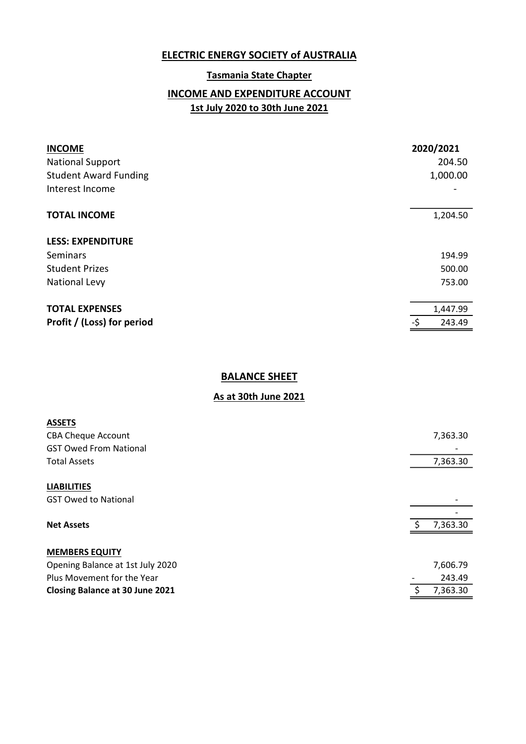# ELECTRIC ENERGY SOCIETY of AUSTRALIA

## Tasmania State Chapter

## INCOME AND EXPENDITURE ACCOUNT

### 1st July 2020 to 30th June 2021

| | 2020/2021 |
|---|---|
| **INCOME** | |
| National Support | 204.50 |
| Student Award Funding | 1,000.00 |
| Interest Income | - |
| **TOTAL INCOME** | 1,204.50 |
| **LESS: EXPENDITURE** | |
| Seminars | 194.99 |
| Student Prizes | 500.00 |
| National Levy | 753.00 |
| **TOTAL EXPENSES** | 1,447.99 |
| **Profit / (Loss) for period** | -$ 243.49 |

## BALANCE SHEET

### As at 30th June 2021

| | |
|---|---|
| **ASSETS** | |
| CBA Cheque Account | 7,363.30 |
| GST Owed From National | - |
| Total Assets | 7,363.30 |
| **LIABILITIES** | |
| GST Owed to National | - |
| | - |
| **Net Assets** | $ 7,363.30 |
| **MEMBERS EQUITY** | |
| Opening Balance at 1st July 2020 | 7,606.79 |
| Plus Movement for the Year | - 243.49 |
| **Closing Balance at 30 June 2021** | $ 7,363.30 |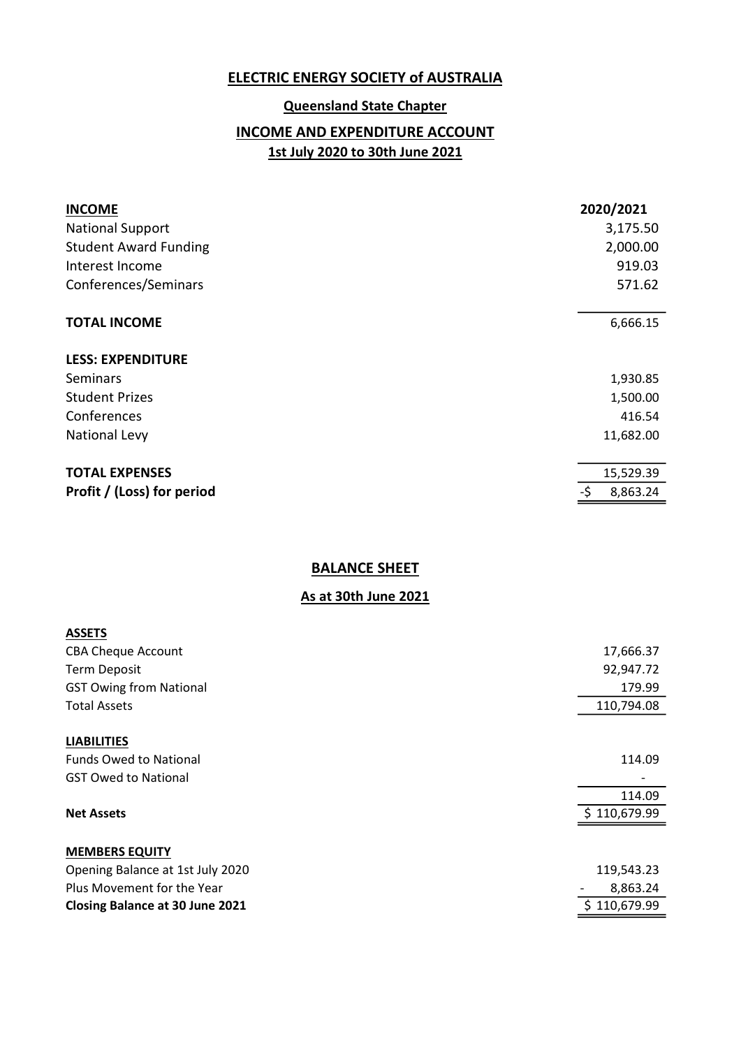# ELECTRIC ENERGY SOCIETY of AUSTRALIA

## Queensland State Chapter

## INCOME AND EXPENDITURE ACCOUNT

**1st July 2020 to 30th June 2021**

| **INCOME** | **2020/2021** |
|---|---|
| National Support | 3,175.50 |
| Student Award Funding | 2,000.00 |
| Interest Income | 919.03 |
| Conferences/Seminars | 571.62 |
| **TOTAL INCOME** | 6,666.15 |
| **LESS: EXPENDITURE** | |
| Seminars | 1,930.85 |
| Student Prizes | 1,500.00 |
| Conferences | 416.54 |
| National Levy | 11,682.00 |
| **TOTAL EXPENSES** | 15,529.39 |
| **Profit / (Loss) for period** | -$ 8,863.24 |

## BALANCE SHEET

**As at 30th June 2021**

| **ASSETS** | |
|---|---|
| CBA Cheque Account | 17,666.37 |
| Term Deposit | 92,947.72 |
| GST Owing from National | 179.99 |
| Total Assets | 110,794.08 |
| **LIABILITIES** | |
| Funds Owed to National | 114.09 |
| GST Owed to National | - |
| | 114.09 |
| **Net Assets** | $ 110,679.99 |
| **MEMBERS EQUITY** | |
| Opening Balance at 1st July 2020 | 119,543.23 |
| Plus Movement for the Year | - 8,863.24 |
| **Closing Balance at 30 June 2021** | $ 110,679.99 |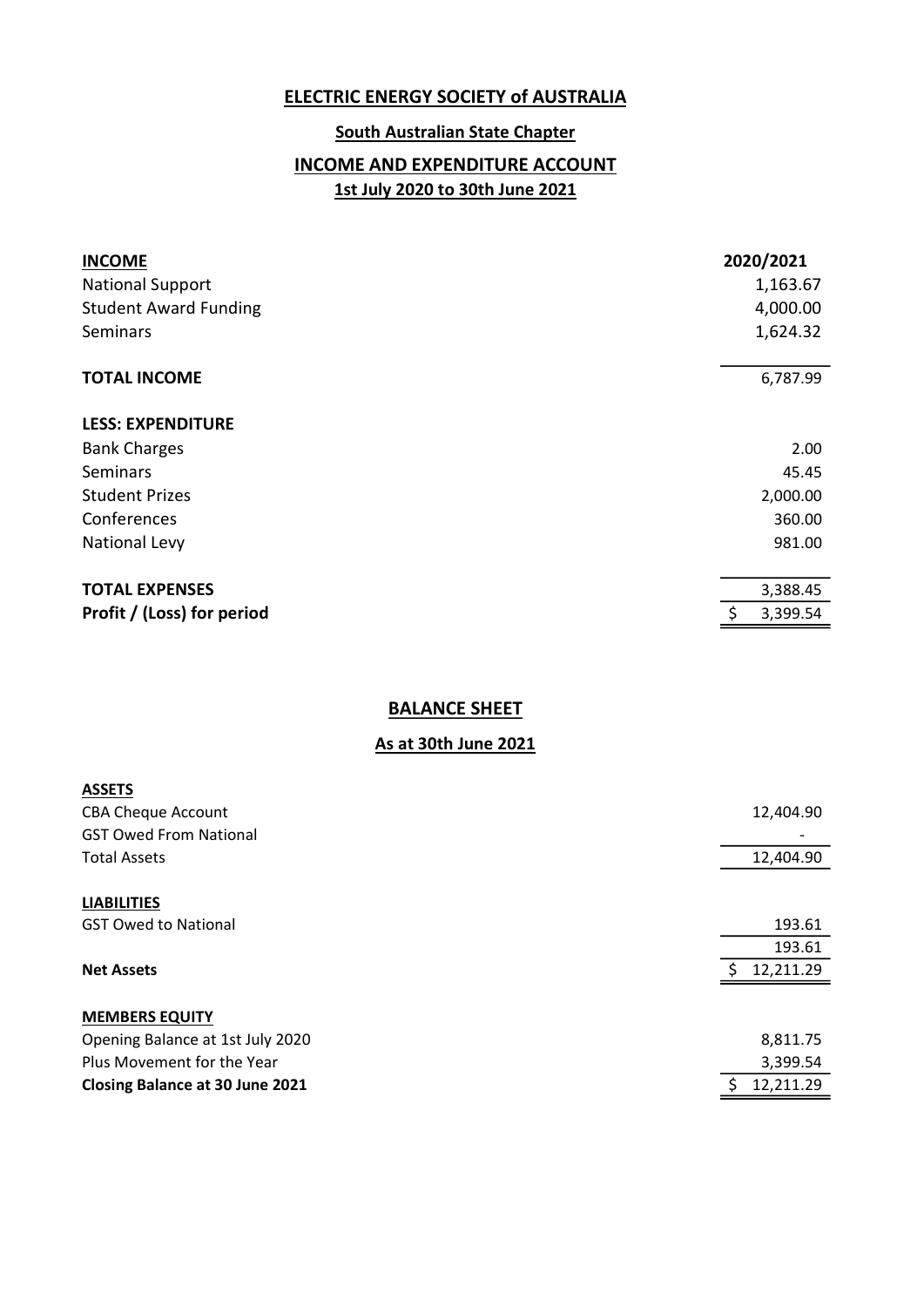# ELECTRIC ENERGY SOCIETY of AUSTRALIA

## South Australian State Chapter

## INCOME AND EXPENDITURE ACCOUNT

### 1st July 2020 to 30th June 2021

| **INCOME** | **2020/2021** |
|---|---|
| National Support | 1,163.67 |
| Student Award Funding | 4,000.00 |
| Seminars | 1,624.32 |
| **TOTAL INCOME** | 6,787.99 |
| **LESS: EXPENDITURE** | |
| Bank Charges | 2.00 |
| Seminars | 45.45 |
| Student Prizes | 2,000.00 |
| Conferences | 360.00 |
| National Levy | 981.00 |
| **TOTAL EXPENSES** | 3,388.45 |
| **Profit / (Loss) for period** | $ 3,399.54 |

## BALANCE SHEET

### As at 30th June 2021

| | |
|---|---|
| **ASSETS** | |
| CBA Cheque Account | 12,404.90 |
| GST Owed From National | - |
| Total Assets | 12,404.90 |
| **LIABILITIES** | |
| GST Owed to National | 193.61 |
| | 193.61 |
| **Net Assets** | $ 12,211.29 |
| **MEMBERS EQUITY** | |
| Opening Balance at 1st July 2020 | 8,811.75 |
| Plus Movement for the Year | 3,399.54 |
| **Closing Balance at 30 June 2021** | $ 12,211.29 |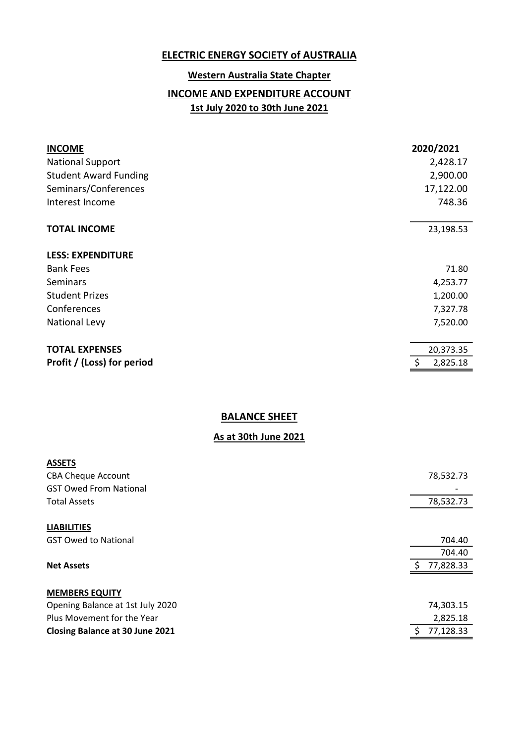# ELECTRIC ENERGY SOCIETY of AUSTRALIA

## Western Australia State Chapter

## INCOME AND EXPENDITURE ACCOUNT

### 1st July 2020 to 30th June 2021

| | |
|---|---|
| **INCOME** | **2020/2021** |
| National Support | 2,428.17 |
| Student Award Funding | 2,900.00 |
| Seminars/Conferences | 17,122.00 |
| Interest Income | 748.36 |
| **TOTAL INCOME** | 23,198.53 |
| **LESS: EXPENDITURE** | |
| Bank Fees | 71.80 |
| Seminars | 4,253.77 |
| Student Prizes | 1,200.00 |
| Conferences | 7,327.78 |
| National Levy | 7,520.00 |
| **TOTAL EXPENSES** | 20,373.35 |
| **Profit / (Loss) for period** | $ 2,825.18 |

## BALANCE SHEET

### As at 30th June 2021

| | |
|---|---|
| **ASSETS** | |
| CBA Cheque Account | 78,532.73 |
| GST Owed From National | - |
| Total Assets | 78,532.73 |
| **LIABILITIES** | |
| GST Owed to National | 704.40 |
| | 704.40 |
| **Net Assets** | $ 77,828.33 |
| **MEMBERS EQUITY** | |
| Opening Balance at 1st July 2020 | 74,303.15 |
| Plus Movement for the Year | 2,825.18 |
| **Closing Balance at 30 June 2021** | $ 77,128.33 |